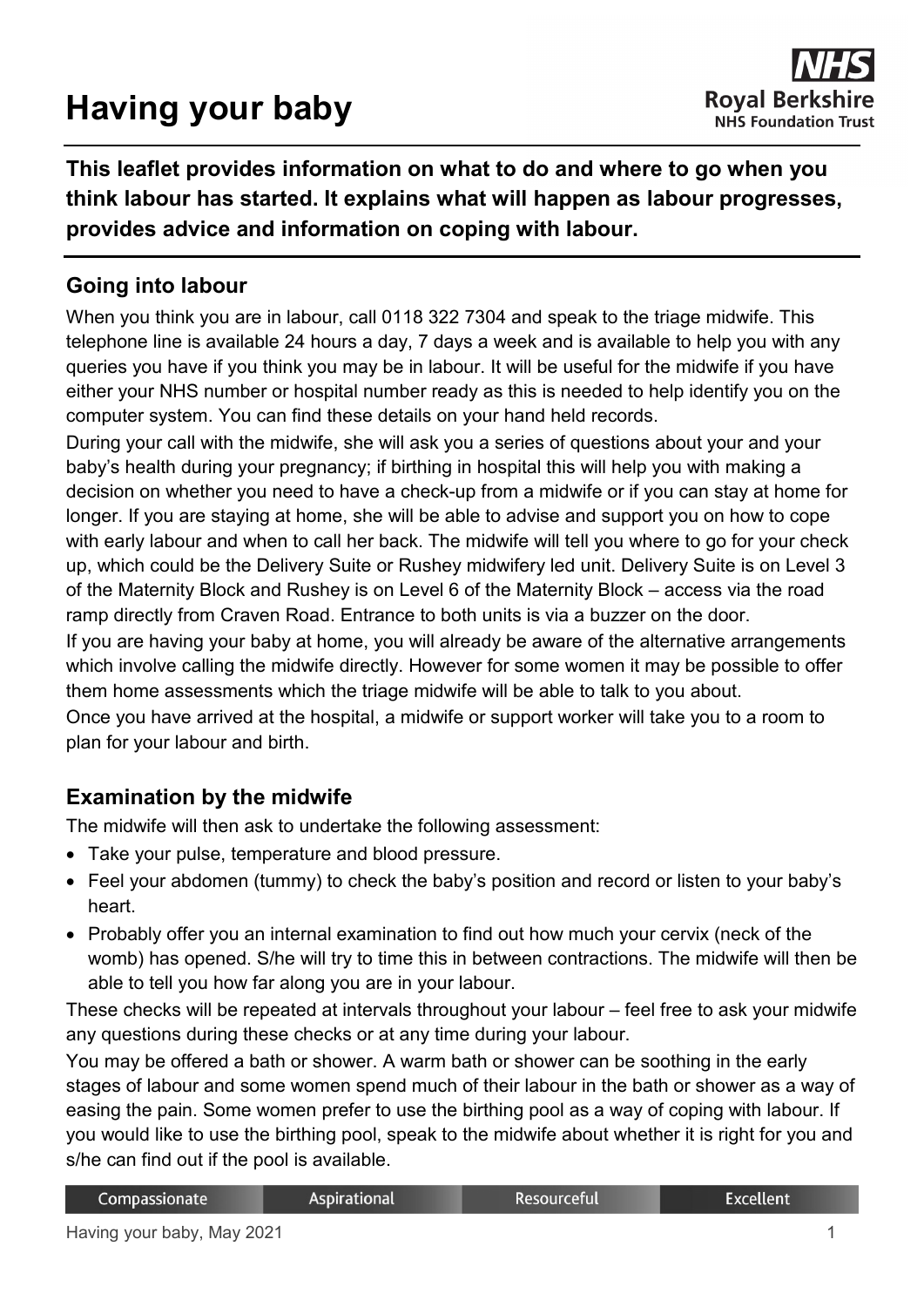# Having your baby

**This leaflet provides information on what to do and where to go when you think labour has started. It explains what will happen as labour progresses, provides advice and information on coping with labour.**

## Going into labour

When you think you are in labour, call 0118 322 7304 and speak to the triage midwife. This telephone line is available 24 hours a day, 7 days a week and is available to help you with any queries you have if you think you may be in labour. It will be useful for the midwife if you have either your NHS number or hospital number ready as this is needed to help identify you on the computer system. You can find these details on your hand held records.

During your call with the midwife, she will ask you a series of questions about your and your baby's health during your pregnancy; if birthing in hospital this will help you with making a decision on whether you need to have a check-up from a midwife or if you can stay at home for longer. If you are staying at home, she will be able to advise and support you on how to cope with early labour and when to call her back. The midwife will tell you where to go for your check up, which could be the Delivery Suite or Rushey midwifery led unit. Delivery Suite is on Level 3 of the Maternity Block and Rushey is on Level 6 of the Maternity Block – access via the road ramp directly from Craven Road. Entrance to both units is via a buzzer on the door.

If you are having your baby at home, you will already be aware of the alternative arrangements which involve calling the midwife directly. However for some women it may be possible to offer them home assessments which the triage midwife will be able to talk to you about.

Once you have arrived at the hospital, a midwife or support worker will take you to a room to plan for your labour and birth.

## Examination by the midwife

The midwife will then ask to undertake the following assessment:

- Take your pulse, temperature and blood pressure.
- Feel your abdomen (tummy) to check the baby's position and record or listen to your baby's heart.
- Probably offer you an internal examination to find out how much your cervix (neck of the womb) has opened. S/he will try to time this in between contractions. The midwife will then be able to tell you how far along you are in your labour.

These checks will be repeated at intervals throughout your labour – feel free to ask your midwife any questions during these checks or at any time during your labour.

You may be offered a bath or shower. A warm bath or shower can be soothing in the early stages of labour and some women spend much of their labour in the bath or shower as a way of easing the pain. Some women prefer to use the birthing pool as a way of coping with labour. If you would like to use the birthing pool, speak to the midwife about whether it is right for you and s/he can find out if the pool is available.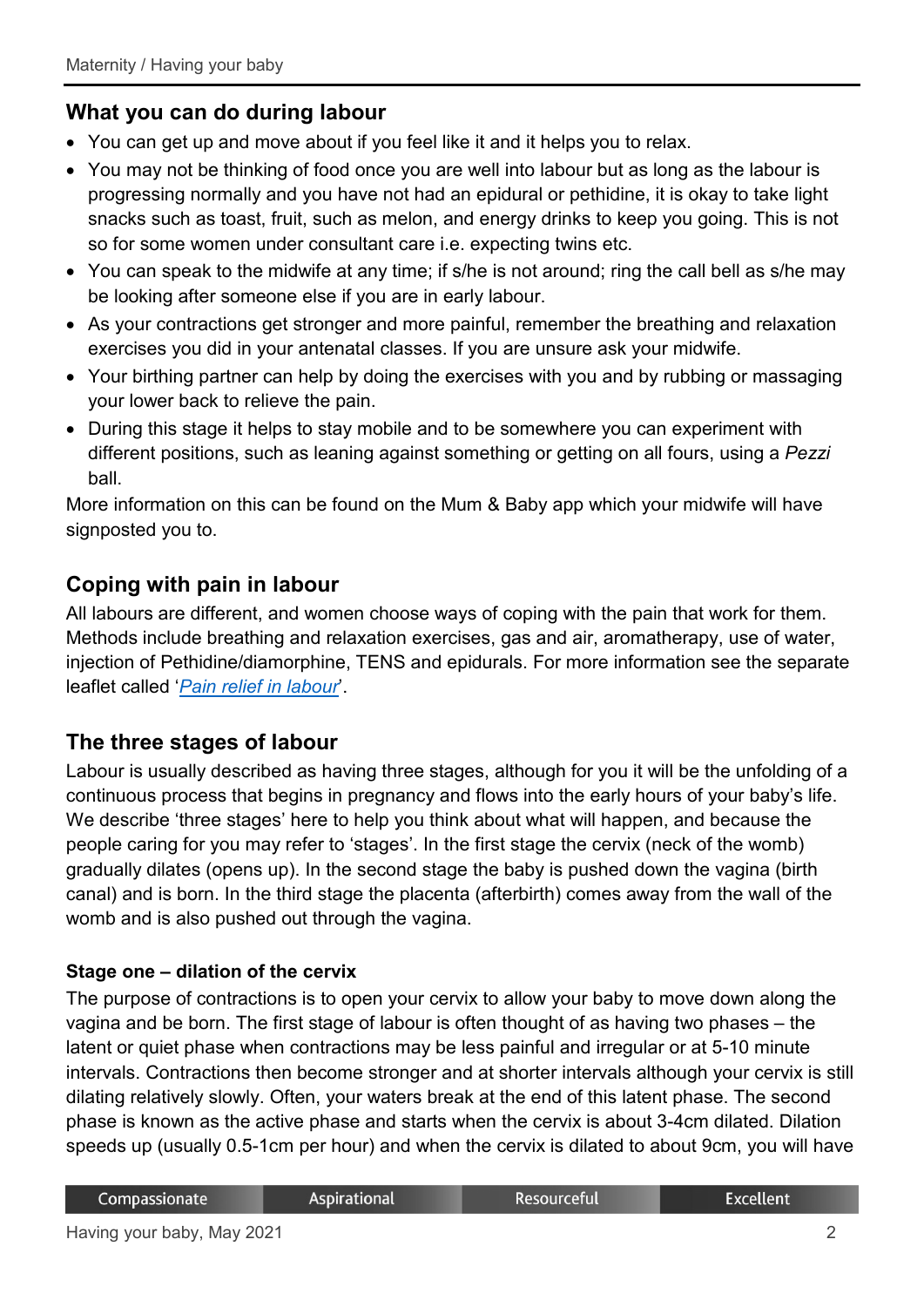## What you can do during labour

- You can get up and move about if you feel like it and it helps you to relax.
- You may not be thinking of food once you are well into labour but as long as the labour is progressing normally and you have not had an epidural or pethidine, it is okay to take light snacks such as toast, fruit, such as melon, and energy drinks to keep you going. This is not so for some women under consultant care i.e. expecting twins etc.
- You can speak to the midwife at any time; if s/he is not around; ring the call bell as s/he may be looking after someone else if you are in early labour.
- As your contractions get stronger and more painful, remember the breathing and relaxation exercises you did in your antenatal classes. If you are unsure ask your midwife.
- Your birthing partner can help by doing the exercises with you and by rubbing or massaging your lower back to relieve the pain.
- During this stage it helps to stay mobile and to be somewhere you can experiment with different positions, such as leaning against something or getting on all fours, using a *Pezzi* ball.

More information on this can be found on the Mum & Baby app which your midwife will have signposted you to.

## Coping with pain in labour

All labours are different, and women choose ways of coping with the pain that work for them. Methods include breathing and relaxation exercises, gas and air, aromatherapy, use of water, injection of Pethidine/diamorphine, TENS and epidurals. For more information see the separate leaflet called '*Pain relief in labour*'.

## The three stages of labour

Labour is usually described as having three stages, although for you it will be the unfolding of a continuous process that begins in pregnancy and flows into the early hours of your baby's life. We describe 'three stages' here to help you think about what will happen, and because the people caring for you may refer to 'stages'. In the first stage the cervix (neck of the womb) gradually dilates (opens up). In the second stage the baby is pushed down the vagina (birth canal) and is born. In the third stage the placenta (afterbirth) comes away from the wall of the womb and is also pushed out through the vagina.

### Stage one – dilation of the cervix

The purpose of contractions is to open your cervix to allow your baby to move down along the vagina and be born. The first stage of labour is often thought of as having two phases – the latent or quiet phase when contractions may be less painful and irregular or at 5-10 minute intervals. Contractions then become stronger and at shorter intervals although your cervix is still dilating relatively slowly. Often, your waters break at the end of this latent phase. The second phase is known as the active phase and starts when the cervix is about 3-4cm dilated. Dilation speeds up (usually 0.5-1cm per hour) and when the cervix is dilated to about 9cm, you will have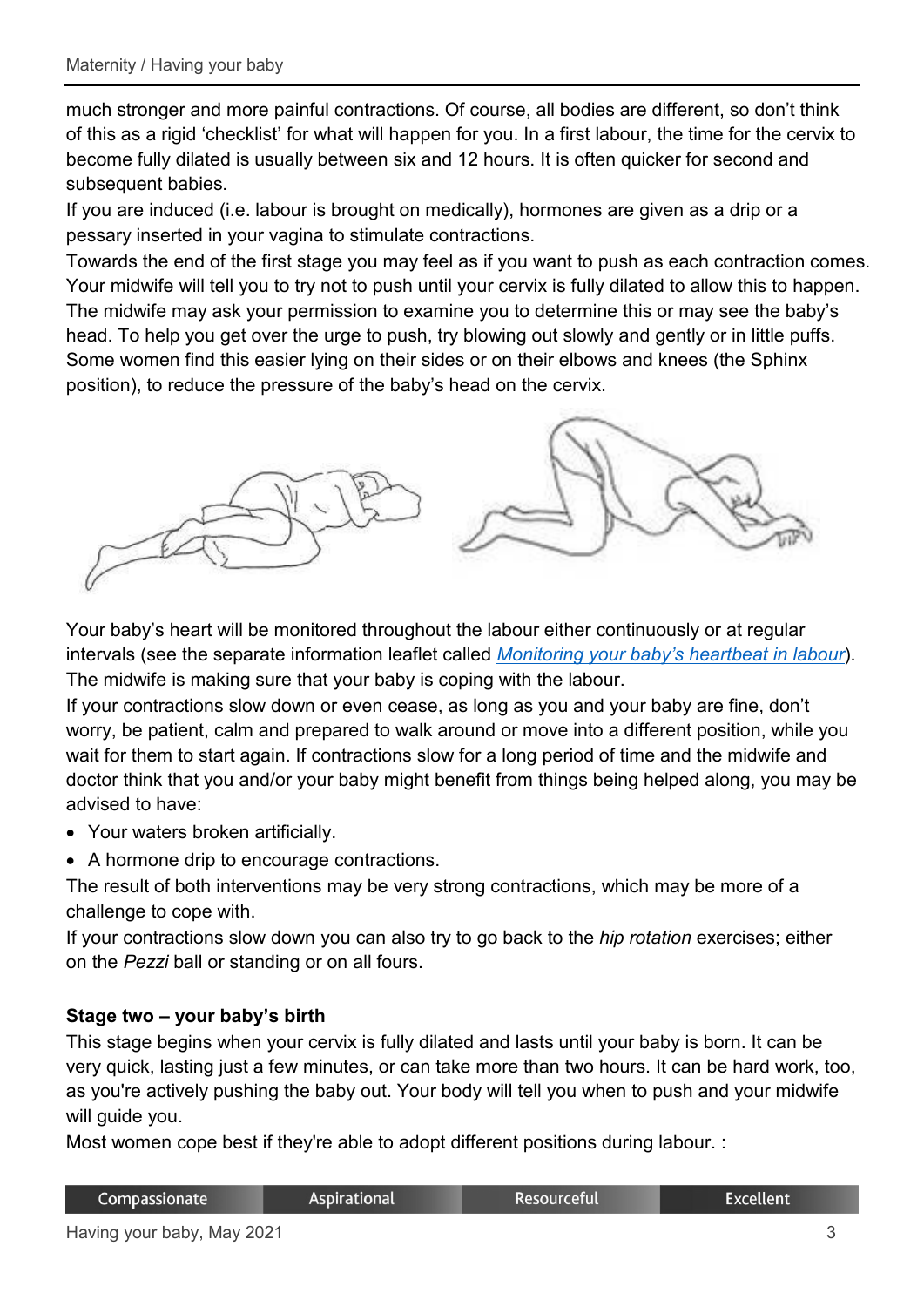much stronger and more painful contractions. Of course, all bodies are different, so don't think of this as a rigid 'checklist' for what will happen for you. In a first labour, the time for the cervix to become fully dilated is usually between six and 12 hours. It is often quicker for second and subsequent babies.

If you are induced (i.e. labour is brought on medically), hormones are given as a drip or a pessary inserted in your vagina to stimulate contractions.

Towards the end of the first stage you may feel as if you want to push as each contraction comes. Your midwife will tell you to try not to push until your cervix is fully dilated to allow this to happen. The midwife may ask your permission to examine you to determine this or may see the baby's head. To help you get over the urge to push, try blowing out slowly and gently or in little puffs. Some women find this easier lying on their sides or on their elbows and knees (the Sphinx position), to reduce the pressure of the baby's head on the cervix.

Your baby's heart will be monitored throughout the labour either continuously or at regular intervals (see the separate information leaflet called *Monitoring your baby's heartbeat in labour*). The midwife is making sure that your baby is coping with the labour.

If your contractions slow down or even cease, as long as you and your baby are fine, don't worry, be patient, calm and prepared to walk around or move into a different position, while you wait for them to start again. If contractions slow for a long period of time and the midwife and doctor think that you and/or your baby might benefit from things being helped along, you may be advised to have:

- Your waters broken artificially.
- A hormone drip to encourage contractions.

The result of both interventions may be very strong contractions, which may be more of a challenge to cope with.

If your contractions slow down you can also try to go back to the *hip rotation* exercises; either on the *Pezzi* ball or standing or on all fours.

**Stage two – your baby's birth**

This stage begins when your cervix is fully dilated and lasts until your baby is born. It can be very quick, lasting just a few minutes, or can take more than two hours. It can be hard work, too, as you're actively pushing the baby out. Your body will tell you when to push and your midwife will guide you.

Most women cope best if they're able to adopt different positions during labour. :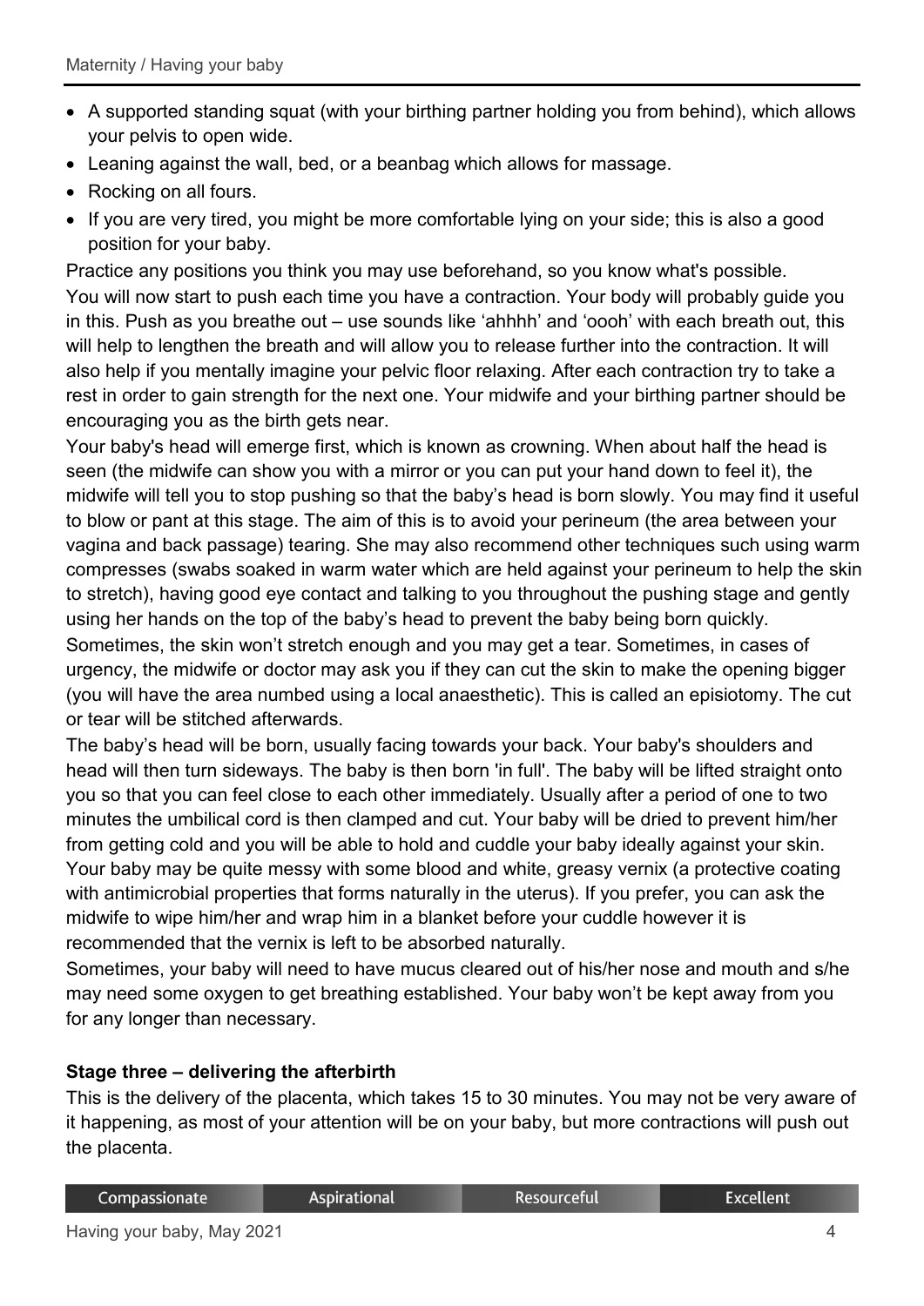- A supported standing squat (with your birthing partner holding you from behind), which allows your pelvis to open wide.
- Leaning against the wall, bed, or a beanbag which allows for massage.
- Rocking on all fours.
- If you are very tired, you might be more comfortable lying on your side; this is also a good position for your baby.

Practice any positions you think you may use beforehand, so you know what's possible.

You will now start to push each time you have a contraction. Your body will probably guide you in this. Push as you breathe out – use sounds like 'ahhhh' and 'oooh' with each breath out, this will help to lengthen the breath and will allow you to release further into the contraction. It will also help if you mentally imagine your pelvic floor relaxing. After each contraction try to take a rest in order to gain strength for the next one. Your midwife and your birthing partner should be encouraging you as the birth gets near.

Your baby's head will emerge first, which is known as crowning. When about half the head is seen (the midwife can show you with a mirror or you can put your hand down to feel it), the midwife will tell you to stop pushing so that the baby's head is born slowly. You may find it useful to blow or pant at this stage. The aim of this is to avoid your perineum (the area between your vagina and back passage) tearing. She may also recommend other techniques such using warm compresses (swabs soaked in warm water which are held against your perineum to help the skin to stretch), having good eye contact and talking to you throughout the pushing stage and gently using her hands on the top of the baby's head to prevent the baby being born quickly.

Sometimes, the skin won't stretch enough and you may get a tear. Sometimes, in cases of urgency, the midwife or doctor may ask you if they can cut the skin to make the opening bigger (you will have the area numbed using a local anaesthetic). This is called an episiotomy. The cut or tear will be stitched afterwards.

The baby's head will be born, usually facing towards your back. Your baby's shoulders and head will then turn sideways. The baby is then born 'in full'. The baby will be lifted straight onto you so that you can feel close to each other immediately. Usually after a period of one to two minutes the umbilical cord is then clamped and cut. Your baby will be dried to prevent him/her from getting cold and you will be able to hold and cuddle your baby ideally against your skin.

Your baby may be quite messy with some blood and white, greasy vernix (a protective coating with antimicrobial properties that forms naturally in the uterus). If you prefer, you can ask the midwife to wipe him/her and wrap him in a blanket before your cuddle however it is recommended that the vernix is left to be absorbed naturally.

Sometimes, your baby will need to have mucus cleared out of his/her nose and mouth and s/he may need some oxygen to get breathing established. Your baby won't be kept away from you for any longer than necessary.

**Stage three – delivering the afterbirth**

This is the delivery of the placenta, which takes 15 to 30 minutes. You may not be very aware of it happening, as most of your attention will be on your baby, but more contractions will push out the placenta.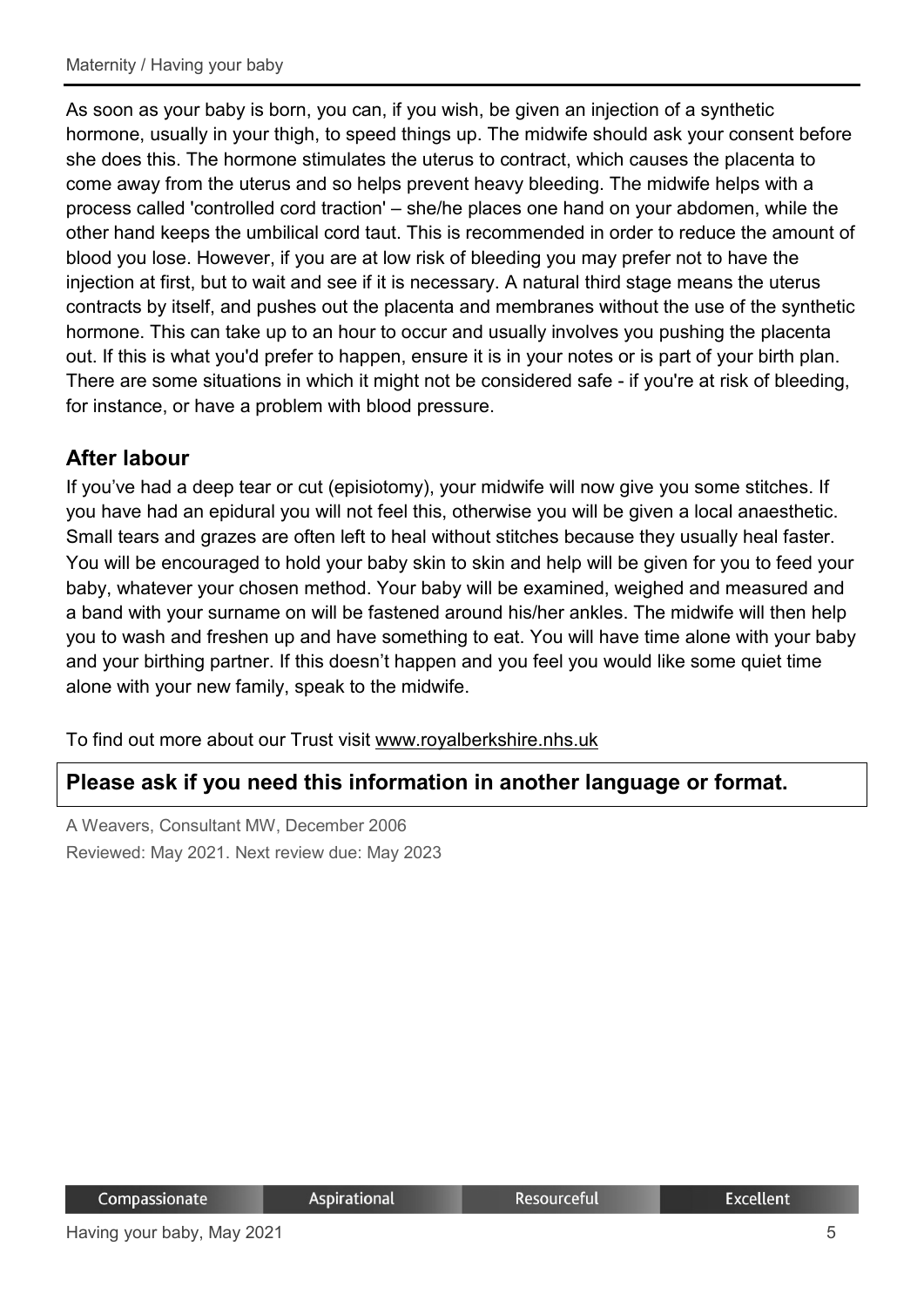As soon as your baby is born, you can, if you wish, be given an injection of a synthetic hormone, usually in your thigh, to speed things up. The midwife should ask your consent before she does this. The hormone stimulates the uterus to contract, which causes the placenta to come away from the uterus and so helps prevent heavy bleeding. The midwife helps with a process called 'controlled cord traction' – she/he places one hand on your abdomen, while the other hand keeps the umbilical cord taut. This is recommended in order to reduce the amount of blood you lose. However, if you are at low risk of bleeding you may prefer not to have the injection at first, but to wait and see if it is necessary. A natural third stage means the uterus contracts by itself, and pushes out the placenta and membranes without the use of the synthetic hormone. This can take up to an hour to occur and usually involves you pushing the placenta out. If this is what you'd prefer to happen, ensure it is in your notes or is part of your birth plan. There are some situations in which it might not be considered safe - if you're at risk of bleeding, for instance, or have a problem with blood pressure.

## After labour

If you've had a deep tear or cut (episiotomy), your midwife will now give you some stitches. If you have had an epidural you will not feel this, otherwise you will be given a local anaesthetic. Small tears and grazes are often left to heal without stitches because they usually heal faster. You will be encouraged to hold your baby skin to skin and help will be given for you to feed your baby, whatever your chosen method. Your baby will be examined, weighed and measured and a band with your surname on will be fastened around his/her ankles. The midwife will then help you to wash and freshen up and have something to eat. You will have time alone with your baby and your birthing partner. If this doesn't happen and you feel you would like some quiet time alone with your new family, speak to the midwife.

To find out more about our Trust visit www.royalberkshire.nhs.uk

**Please ask if you need this information in another language or format.**

A Weavers, Consultant MW, December 2006

Reviewed: May 2021. Next review due: May 2023

Compassionate | Aspirational | Resourceful | Excellent